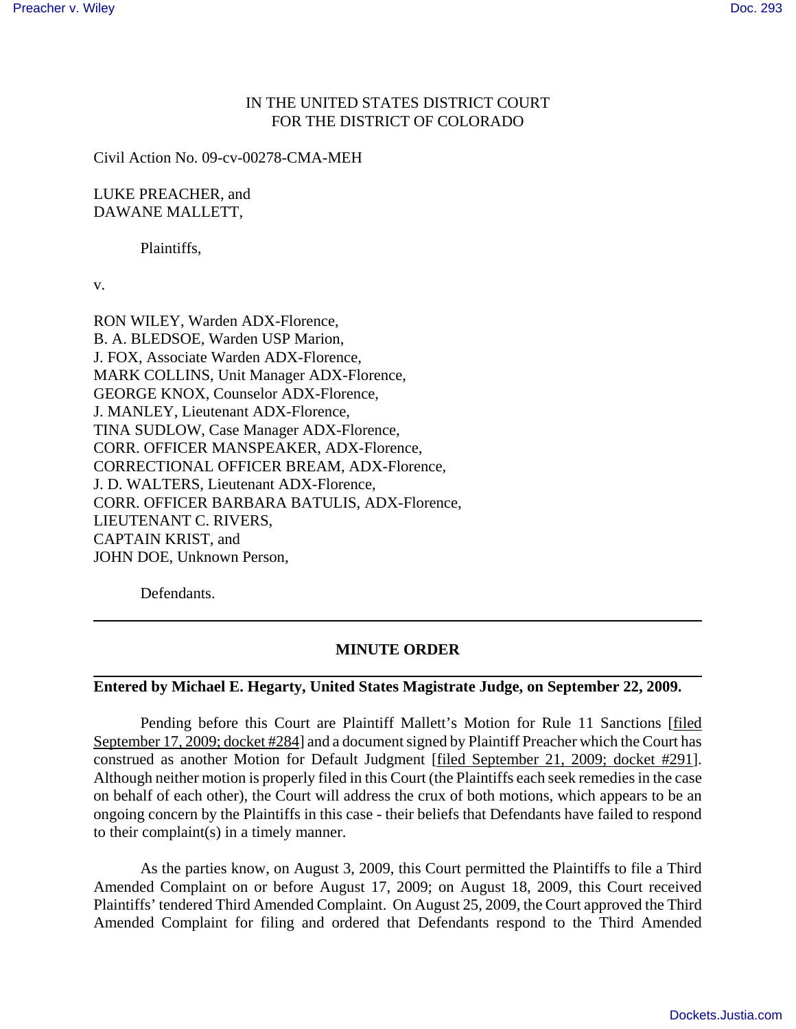IN THE UNITED STATES DISTRICT COURT
FOR THE DISTRICT OF COLORADO

Civil Action No. 09-cv-00278-CMA-MEH

LUKE PREACHER, and
DAWANE MALLETT,

Plaintiffs,

v.

RON WILEY, Warden ADX-Florence,
B. A. BLEDSOE, Warden USP Marion,
J. FOX, Associate Warden ADX-Florence,
MARK COLLINS, Unit Manager ADX-Florence,
GEORGE KNOX, Counselor ADX-Florence,
J. MANLEY, Lieutenant ADX-Florence,
TINA SUDLOW, Case Manager ADX-Florence,
CORR. OFFICER MANSPEAKER, ADX-Florence,
CORRECTIONAL OFFICER BREAM, ADX-Florence,
J. D. WALTERS, Lieutenant ADX-Florence,
CORR. OFFICER BARBARA BATULIS, ADX-Florence,
LIEUTENANT C. RIVERS,
CAPTAIN KRIST, and
JOHN DOE, Unknown Person,

Defendants.

---

## MINUTE ORDER

---

**Entered by Michael E. Hegarty, United States Magistrate Judge, on September 22, 2009.**

Pending before this Court are Plaintiff Mallett's Motion for Rule 11 Sanctions [filed September 17, 2009; docket #284] and a document signed by Plaintiff Preacher which the Court has construed as another Motion for Default Judgment [filed September 21, 2009; docket #291]. Although neither motion is properly filed in this Court (the Plaintiffs each seek remedies in the case on behalf of each other), the Court will address the crux of both motions, which appears to be an ongoing concern by the Plaintiffs in this case - their beliefs that Defendants have failed to respond to their complaint(s) in a timely manner.

As the parties know, on August 3, 2009, this Court permitted the Plaintiffs to file a Third Amended Complaint on or before August 17, 2009; on August 18, 2009, this Court received Plaintiffs' tendered Third Amended Complaint. On August 25, 2009, the Court approved the Third Amended Complaint for filing and ordered that Defendants respond to the Third Amended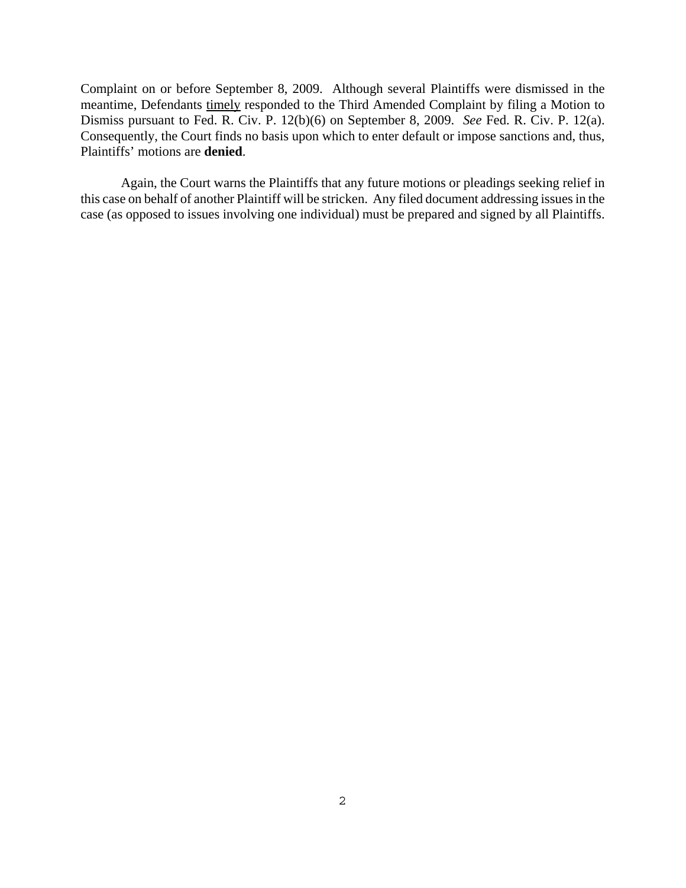Complaint on or before September 8, 2009. Although several Plaintiffs were dismissed in the meantime, Defendants <u>timely</u> responded to the Third Amended Complaint by filing a Motion to Dismiss pursuant to Fed. R. Civ. P. 12(b)(6) on September 8, 2009. *See* Fed. R. Civ. P. 12(a). Consequently, the Court finds no basis upon which to enter default or impose sanctions and, thus, Plaintiffs' motions are **denied**.

Again, the Court warns the Plaintiffs that any future motions or pleadings seeking relief in this case on behalf of another Plaintiff will be stricken. Any filed document addressing issues in the case (as opposed to issues involving one individual) must be prepared and signed by all Plaintiffs.